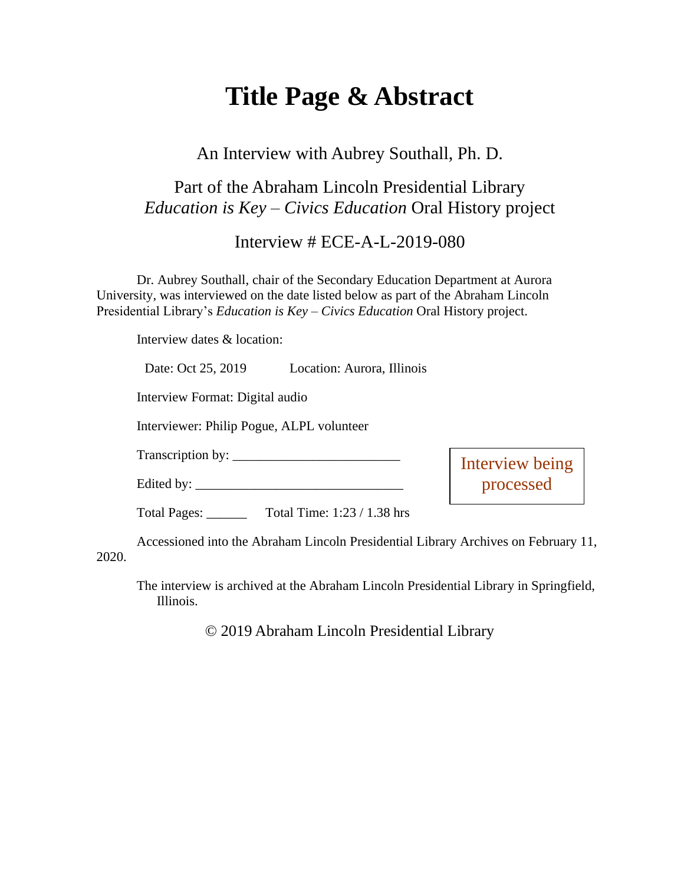# Title Page & Abstract

An Interview with Aubrey Southall, Ph. D.

Part of the Abraham Lincoln Presidential Library
*Education is Key – Civics Education* Oral History project

Interview # ECE-A-L-2019-080

Dr. Aubrey Southall, chair of the Secondary Education Department at Aurora University, was interviewed on the date listed below as part of the Abraham Lincoln Presidential Library's *Education is Key – Civics Education* Oral History project.

Interview dates & location:

Date: Oct 25, 2019 Location: Aurora, Illinois

Interview Format: Digital audio

Interviewer: Philip Pogue, ALPL volunteer

Transcription by: ________________________

Edited by: ______________________________

Total Pages: ______ Total Time: 1:23 / 1.38 hrs

Interview being processed

Accessioned into the Abraham Lincoln Presidential Library Archives on February 11, 2020.

The interview is archived at the Abraham Lincoln Presidential Library in Springfield, Illinois.

© 2019 Abraham Lincoln Presidential Library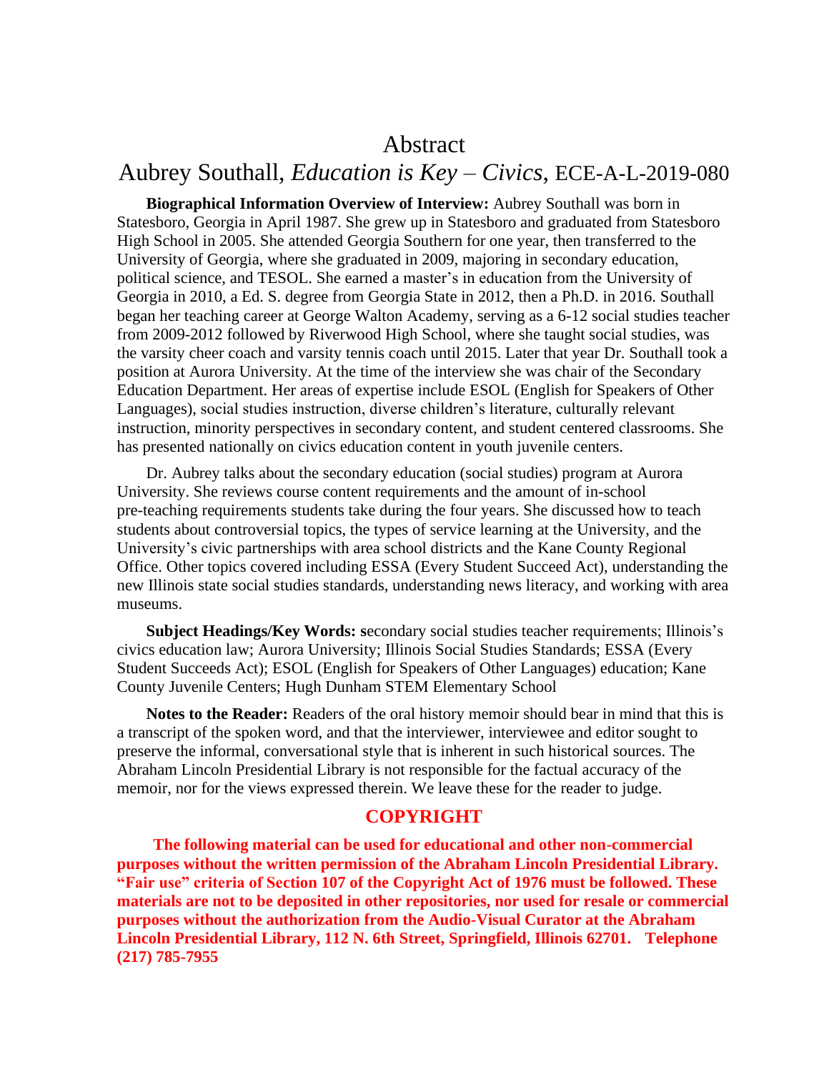# Abstract

## Aubrey Southall, *Education is Key – Civics*, ECE-A-L-2019-080

**Biographical Information Overview of Interview:** Aubrey Southall was born in Statesboro, Georgia in April 1987. She grew up in Statesboro and graduated from Statesboro High School in 2005. She attended Georgia Southern for one year, then transferred to the University of Georgia, where she graduated in 2009, majoring in secondary education, political science, and TESOL. She earned a master's in education from the University of Georgia in 2010, a Ed. S. degree from Georgia State in 2012, then a Ph.D. in 2016. Southall began her teaching career at George Walton Academy, serving as a 6-12 social studies teacher from 2009-2012 followed by Riverwood High School, where she taught social studies, was the varsity cheer coach and varsity tennis coach until 2015. Later that year Dr. Southall took a position at Aurora University. At the time of the interview she was chair of the Secondary Education Department. Her areas of expertise include ESOL (English for Speakers of Other Languages), social studies instruction, diverse children's literature, culturally relevant instruction, minority perspectives in secondary content, and student centered classrooms. She has presented nationally on civics education content in youth juvenile centers.

Dr. Aubrey talks about the secondary education (social studies) program at Aurora University. She reviews course content requirements and the amount of in-school pre-teaching requirements students take during the four years. She discussed how to teach students about controversial topics, the types of service learning at the University, and the University's civic partnerships with area school districts and the Kane County Regional Office. Other topics covered including ESSA (Every Student Succeed Act), understanding the new Illinois state social studies standards, understanding news literacy, and working with area museums.

**Subject Headings/Key Words: s**econdary social studies teacher requirements; Illinois's civics education law; Aurora University; Illinois Social Studies Standards; ESSA (Every Student Succeeds Act); ESOL (English for Speakers of Other Languages) education; Kane County Juvenile Centers; Hugh Dunham STEM Elementary School

**Notes to the Reader:** Readers of the oral history memoir should bear in mind that this is a transcript of the spoken word, and that the interviewer, interviewee and editor sought to preserve the informal, conversational style that is inherent in such historical sources. The Abraham Lincoln Presidential Library is not responsible for the factual accuracy of the memoir, nor for the views expressed therein. We leave these for the reader to judge.

## COPYRIGHT

**The following material can be used for educational and other non-commercial purposes without the written permission of the Abraham Lincoln Presidential Library. "Fair use" criteria of Section 107 of the Copyright Act of 1976 must be followed. These materials are not to be deposited in other repositories, nor used for resale or commercial purposes without the authorization from the Audio-Visual Curator at the Abraham Lincoln Presidential Library, 112 N. 6th Street, Springfield, Illinois 62701. Telephone (217) 785-7955**